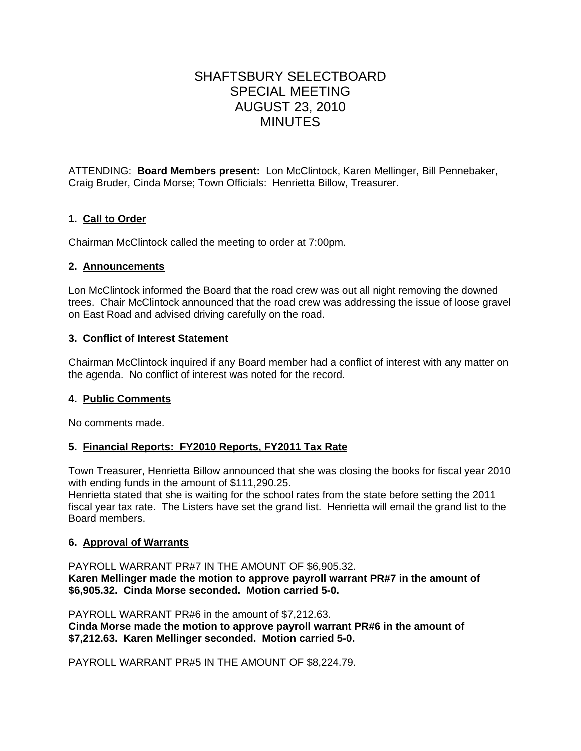# SHAFTSBURY SELECTBOARD
# SPECIAL MEETING
# AUGUST 23, 2010
# MINUTES

ATTENDING: **Board Members present:** Lon McClintock, Karen Mellinger, Bill Pennebaker, Craig Bruder, Cinda Morse; Town Officials: Henrietta Billow, Treasurer.

### 1. Call to Order

Chairman McClintock called the meeting to order at 7:00pm.

### 2. Announcements

Lon McClintock informed the Board that the road crew was out all night removing the downed trees. Chair McClintock announced that the road crew was addressing the issue of loose gravel on East Road and advised driving carefully on the road.

### 3. Conflict of Interest Statement

Chairman McClintock inquired if any Board member had a conflict of interest with any matter on the agenda. No conflict of interest was noted for the record.

### 4. Public Comments

No comments made.

### 5. Financial Reports: FY2010 Reports, FY2011 Tax Rate

Town Treasurer, Henrietta Billow announced that she was closing the books for fiscal year 2010 with ending funds in the amount of $111,290.25.
Henrietta stated that she is waiting for the school rates from the state before setting the 2011 fiscal year tax rate. The Listers have set the grand list. Henrietta will email the grand list to the Board members.

### 6. Approval of Warrants

PAYROLL WARRANT PR#7 IN THE AMOUNT OF $6,905.32.
**Karen Mellinger made the motion to approve payroll warrant PR#7 in the amount of $6,905.32. Cinda Morse seconded. Motion carried 5-0.**

PAYROLL WARRANT PR#6 in the amount of $7,212.63.
**Cinda Morse made the motion to approve payroll warrant PR#6 in the amount of $7,212.63. Karen Mellinger seconded. Motion carried 5-0.**

PAYROLL WARRANT PR#5 IN THE AMOUNT OF $8,224.79.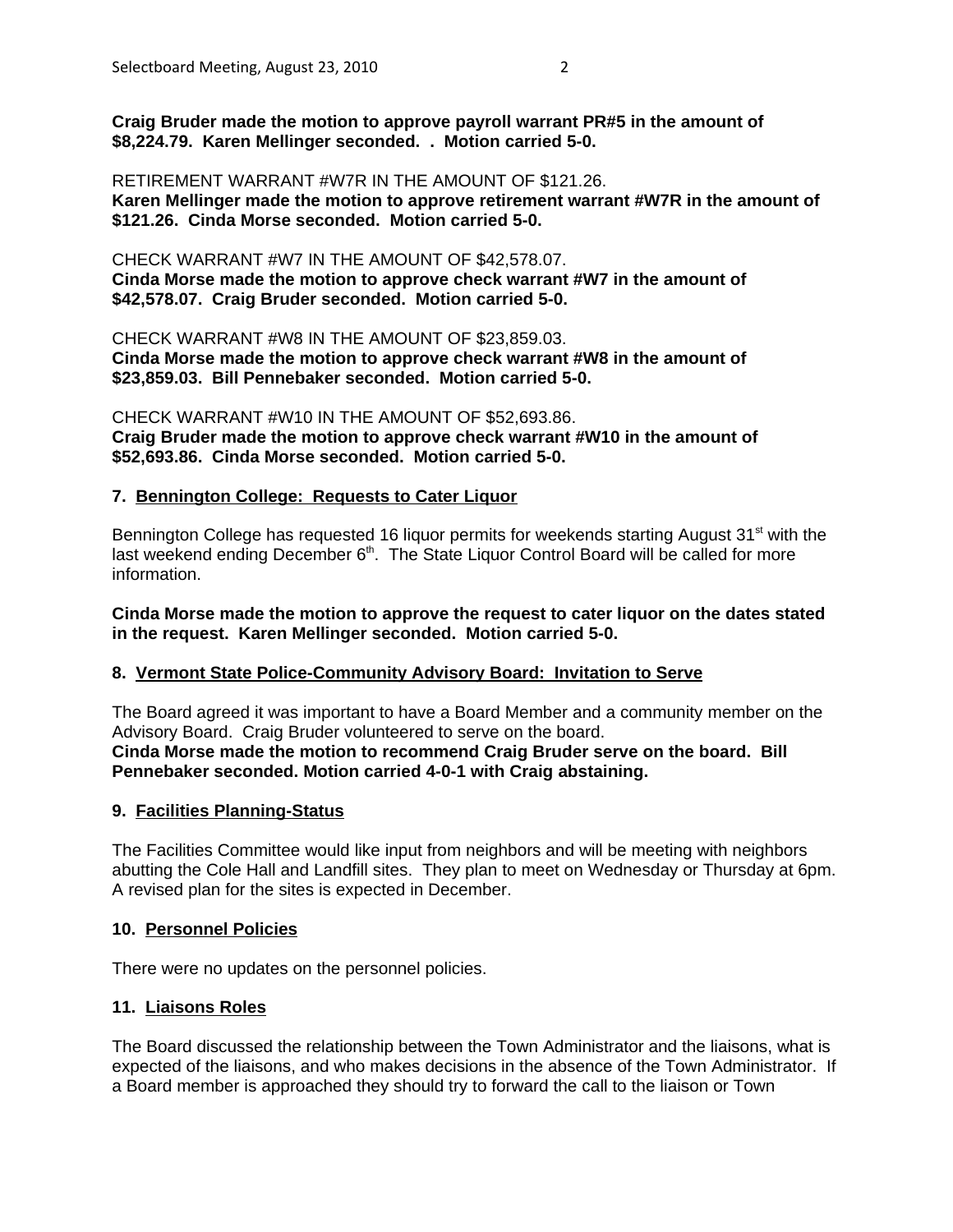**Craig Bruder made the motion to approve payroll warrant PR#5 in the amount of $8,224.79. Karen Mellinger seconded. . Motion carried 5-0.**

RETIREMENT WARRANT #W7R IN THE AMOUNT OF $121.26.
**Karen Mellinger made the motion to approve retirement warrant #W7R in the amount of $121.26. Cinda Morse seconded. Motion carried 5-0.**

CHECK WARRANT #W7 IN THE AMOUNT OF $42,578.07.
**Cinda Morse made the motion to approve check warrant #W7 in the amount of $42,578.07. Craig Bruder seconded. Motion carried 5-0.**

CHECK WARRANT #W8 IN THE AMOUNT OF $23,859.03.
**Cinda Morse made the motion to approve check warrant #W8 in the amount of $23,859.03. Bill Pennebaker seconded. Motion carried 5-0.**

CHECK WARRANT #W10 IN THE AMOUNT OF $52,693.86.
**Craig Bruder made the motion to approve check warrant #W10 in the amount of $52,693.86. Cinda Morse seconded. Motion carried 5-0.**

## 7. Bennington College: Requests to Cater Liquor

Bennington College has requested 16 liquor permits for weekends starting August 31st with the last weekend ending December 6th. The State Liquor Control Board will be called for more information.

**Cinda Morse made the motion to approve the request to cater liquor on the dates stated in the request. Karen Mellinger seconded. Motion carried 5-0.**

## 8. Vermont State Police-Community Advisory Board: Invitation to Serve

The Board agreed it was important to have a Board Member and a community member on the Advisory Board. Craig Bruder volunteered to serve on the board.
**Cinda Morse made the motion to recommend Craig Bruder serve on the board. Bill Pennebaker seconded. Motion carried 4-0-1 with Craig abstaining.**

## 9. Facilities Planning-Status

The Facilities Committee would like input from neighbors and will be meeting with neighbors abutting the Cole Hall and Landfill sites. They plan to meet on Wednesday or Thursday at 6pm. A revised plan for the sites is expected in December.

## 10. Personnel Policies

There were no updates on the personnel policies.

## 11. Liaisons Roles

The Board discussed the relationship between the Town Administrator and the liaisons, what is expected of the liaisons, and who makes decisions in the absence of the Town Administrator. If a Board member is approached they should try to forward the call to the liaison or Town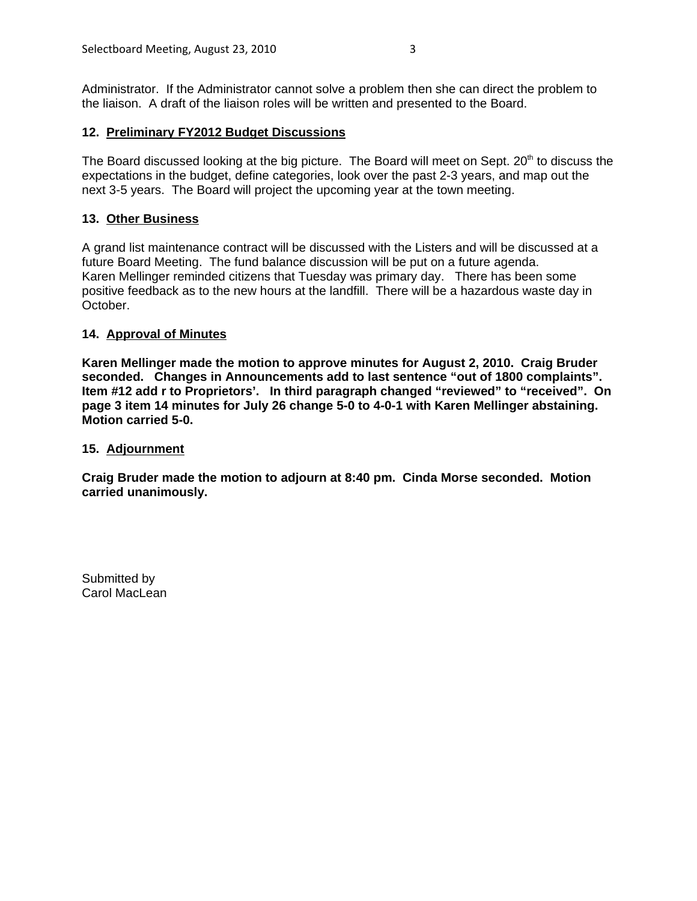Administrator. If the Administrator cannot solve a problem then she can direct the problem to the liaison. A draft of the liaison roles will be written and presented to the Board.

**12. Preliminary FY2012 Budget Discussions**

The Board discussed looking at the big picture. The Board will meet on Sept. 20th to discuss the expectations in the budget, define categories, look over the past 2-3 years, and map out the next 3-5 years. The Board will project the upcoming year at the town meeting.

**13. Other Business**

A grand list maintenance contract will be discussed with the Listers and will be discussed at a future Board Meeting. The fund balance discussion will be put on a future agenda.
Karen Mellinger reminded citizens that Tuesday was primary day. There has been some positive feedback as to the new hours at the landfill. There will be a hazardous waste day in October.

**14. Approval of Minutes**

**Karen Mellinger made the motion to approve minutes for August 2, 2010. Craig Bruder seconded. Changes in Announcements add to last sentence "out of 1800 complaints". Item #12 add r to Proprietors'. In third paragraph changed "reviewed" to "received". On page 3 item 14 minutes for July 26 change 5-0 to 4-0-1 with Karen Mellinger abstaining. Motion carried 5-0.**

**15. Adjournment**

**Craig Bruder made the motion to adjourn at 8:40 pm. Cinda Morse seconded. Motion carried unanimously.**

Submitted by
Carol MacLean